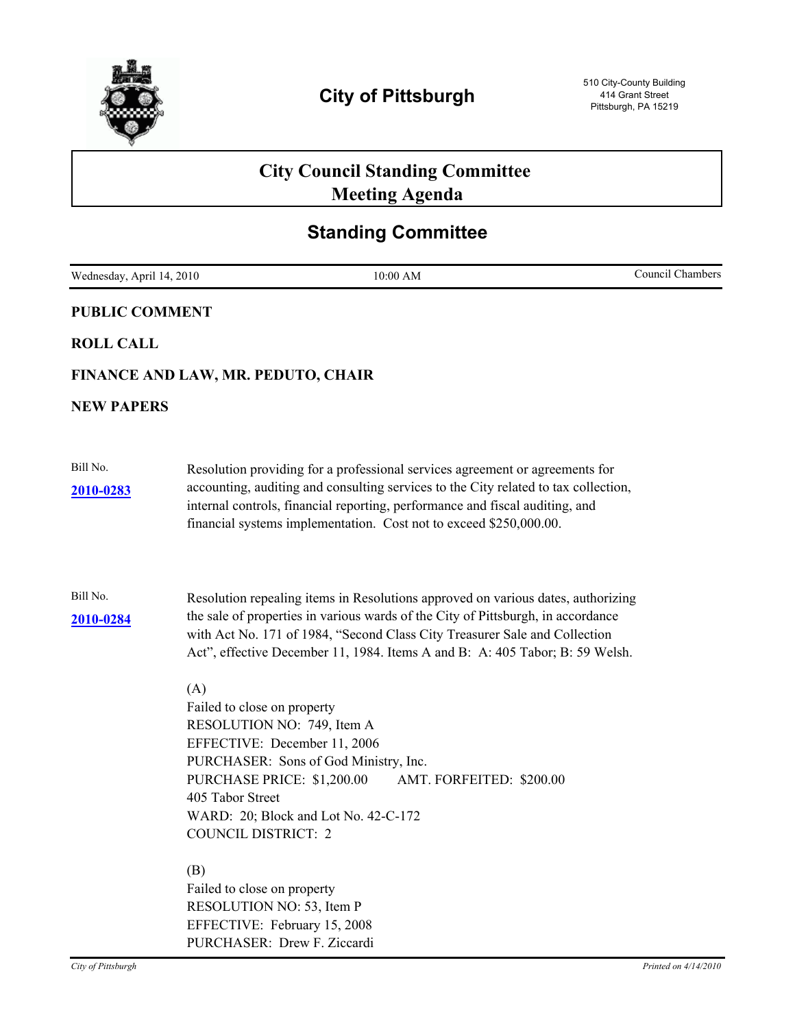# City of Pittsburgh

510 City-County Building
414 Grant Street
Pittsburgh, PA 15219

## City Council Standing Committee Meeting Agenda

## Standing Committee

Wednesday, April 14, 2010 | 10:00 AM | Council Chambers

**PUBLIC COMMENT**

**ROLL CALL**

**FINANCE AND LAW, MR. PEDUTO, CHAIR**

**NEW PAPERS**

Bill No. **2010-0283**

Resolution providing for a professional services agreement or agreements for accounting, auditing and consulting services to the City related to tax collection, internal controls, financial reporting, performance and fiscal auditing, and financial systems implementation. Cost not to exceed $250,000.00.

Bill No. **2010-0284**

Resolution repealing items in Resolutions approved on various dates, authorizing the sale of properties in various wards of the City of Pittsburgh, in accordance with Act No. 171 of 1984, "Second Class City Treasurer Sale and Collection Act", effective December 11, 1984. Items A and B: A: 405 Tabor; B: 59 Welsh.

(A)
Failed to close on property
RESOLUTION NO: 749, Item A
EFFECTIVE: December 11, 2006
PURCHASER: Sons of God Ministry, Inc.
PURCHASE PRICE: $1,200.00 AMT. FORFEITED: $200.00
405 Tabor Street
WARD: 20; Block and Lot No. 42-C-172
COUNCIL DISTRICT: 2

(B)
Failed to close on property
RESOLUTION NO: 53, Item P
EFFECTIVE: February 15, 2008
PURCHASER: Drew F. Ziccardi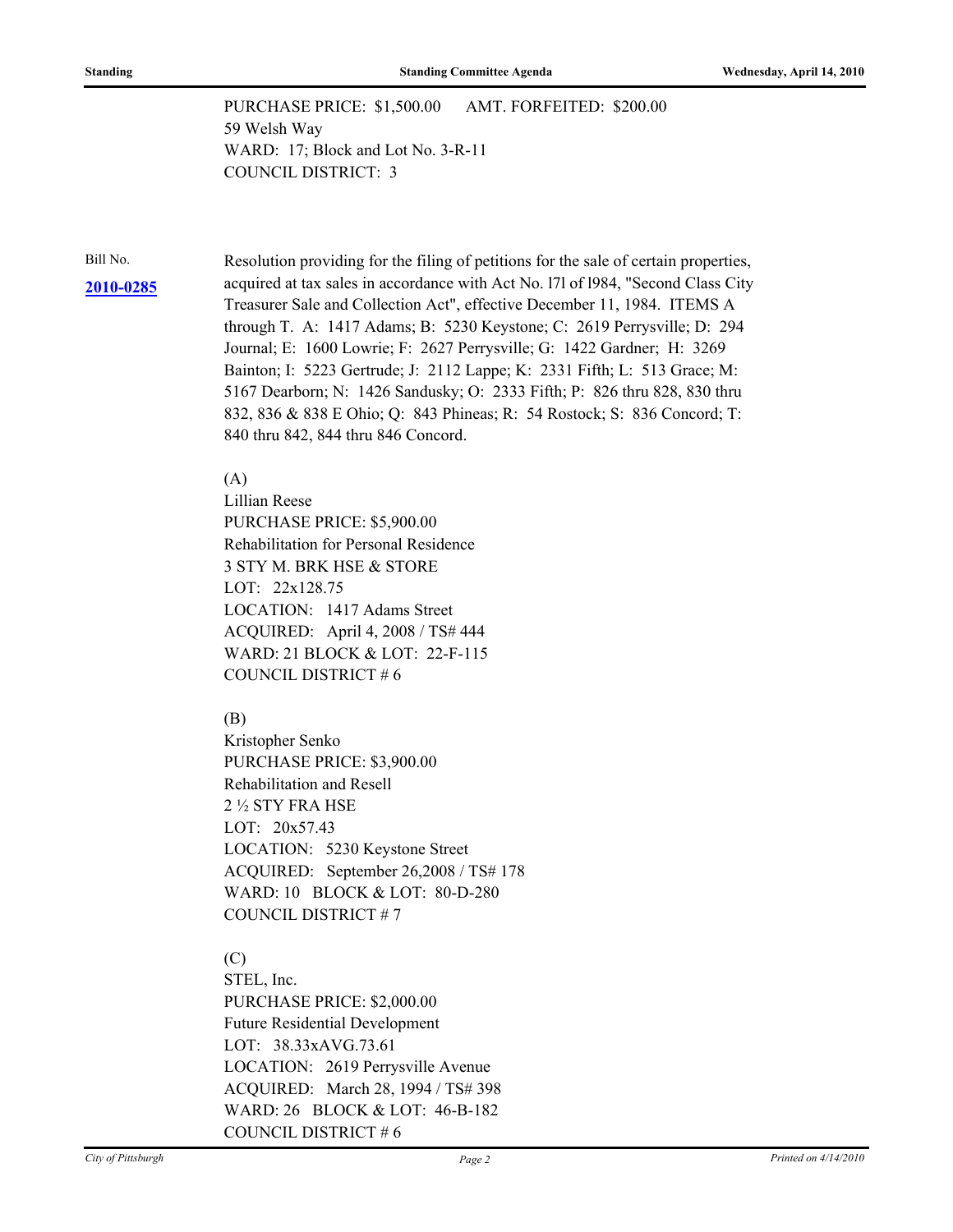PURCHASE PRICE: $1,500.00 AMT. FORFEITED: $200.00
59 Welsh Way
WARD: 17; Block and Lot No. 3-R-11
COUNCIL DISTRICT: 3

Bill No.

**2010-0285**

Resolution providing for the filing of petitions for the sale of certain properties, acquired at tax sales in accordance with Act No. 171 of 1984, "Second Class City Treasurer Sale and Collection Act", effective December 11, 1984. ITEMS A through T. A: 1417 Adams; B: 5230 Keystone; C: 2619 Perrysville; D: 294 Journal; E: 1600 Lowrie; F: 2627 Perrysville; G: 1422 Gardner; H: 3269 Bainton; I: 5223 Gertrude; J: 2112 Lappe; K: 2331 Fifth; L: 513 Grace; M: 5167 Dearborn; N: 1426 Sandusky; O: 2333 Fifth; P: 826 thru 828, 830 thru 832, 836 & 838 E Ohio; Q: 843 Phineas; R: 54 Rostock; S: 836 Concord; T: 840 thru 842, 844 thru 846 Concord.

(A)
Lillian Reese
PURCHASE PRICE: $5,900.00
Rehabilitation for Personal Residence
3 STY M. BRK HSE & STORE
LOT: 22x128.75
LOCATION: 1417 Adams Street
ACQUIRED: April 4, 2008 / TS# 444
WARD: 21 BLOCK & LOT: 22-F-115
COUNCIL DISTRICT # 6

(B)
Kristopher Senko
PURCHASE PRICE: $3,900.00
Rehabilitation and Resell
2 ½ STY FRA HSE
LOT: 20x57.43
LOCATION: 5230 Keystone Street
ACQUIRED: September 26,2008 / TS# 178
WARD: 10 BLOCK & LOT: 80-D-280
COUNCIL DISTRICT # 7

(C)
STEL, Inc.
PURCHASE PRICE: $2,000.00
Future Residential Development
LOT: 38.33xAVG.73.61
LOCATION: 2619 Perrysville Avenue
ACQUIRED: March 28, 1994 / TS# 398
WARD: 26 BLOCK & LOT: 46-B-182
COUNCIL DISTRICT # 6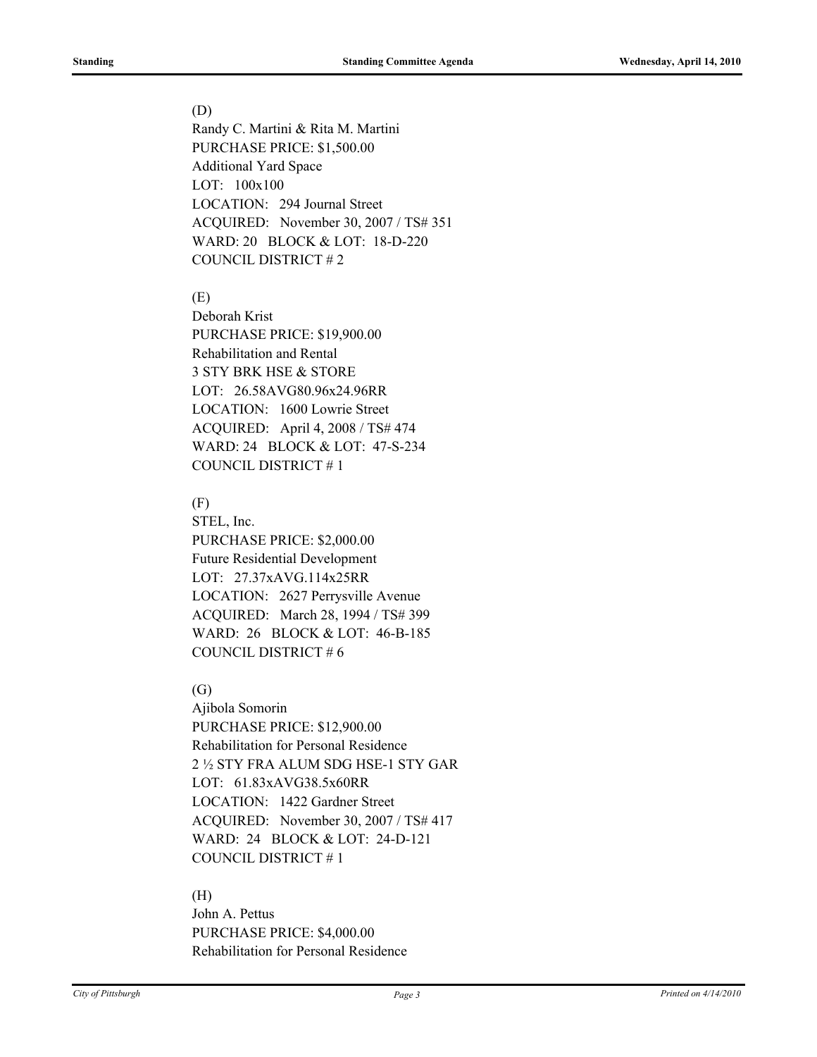(D)
Randy C. Martini & Rita M. Martini
PURCHASE PRICE: $1,500.00
Additional Yard Space
LOT: 100x100
LOCATION: 294 Journal Street
ACQUIRED: November 30, 2007 / TS# 351
WARD: 20 BLOCK & LOT: 18-D-220
COUNCIL DISTRICT # 2

(E)
Deborah Krist
PURCHASE PRICE: $19,900.00
Rehabilitation and Rental
3 STY BRK HSE & STORE
LOT: 26.58AVG80.96x24.96RR
LOCATION: 1600 Lowrie Street
ACQUIRED: April 4, 2008 / TS# 474
WARD: 24 BLOCK & LOT: 47-S-234
COUNCIL DISTRICT # 1

(F)
STEL, Inc.
PURCHASE PRICE: $2,000.00
Future Residential Development
LOT: 27.37xAVG.114x25RR
LOCATION: 2627 Perrysville Avenue
ACQUIRED: March 28, 1994 / TS# 399
WARD: 26 BLOCK & LOT: 46-B-185
COUNCIL DISTRICT # 6

(G)
Ajibola Somorin
PURCHASE PRICE: $12,900.00
Rehabilitation for Personal Residence
2 ½ STY FRA ALUM SDG HSE-1 STY GAR
LOT: 61.83xAVG38.5x60RR
LOCATION: 1422 Gardner Street
ACQUIRED: November 30, 2007 / TS# 417
WARD: 24 BLOCK & LOT: 24-D-121
COUNCIL DISTRICT # 1

(H)
John A. Pettus
PURCHASE PRICE: $4,000.00
Rehabilitation for Personal Residence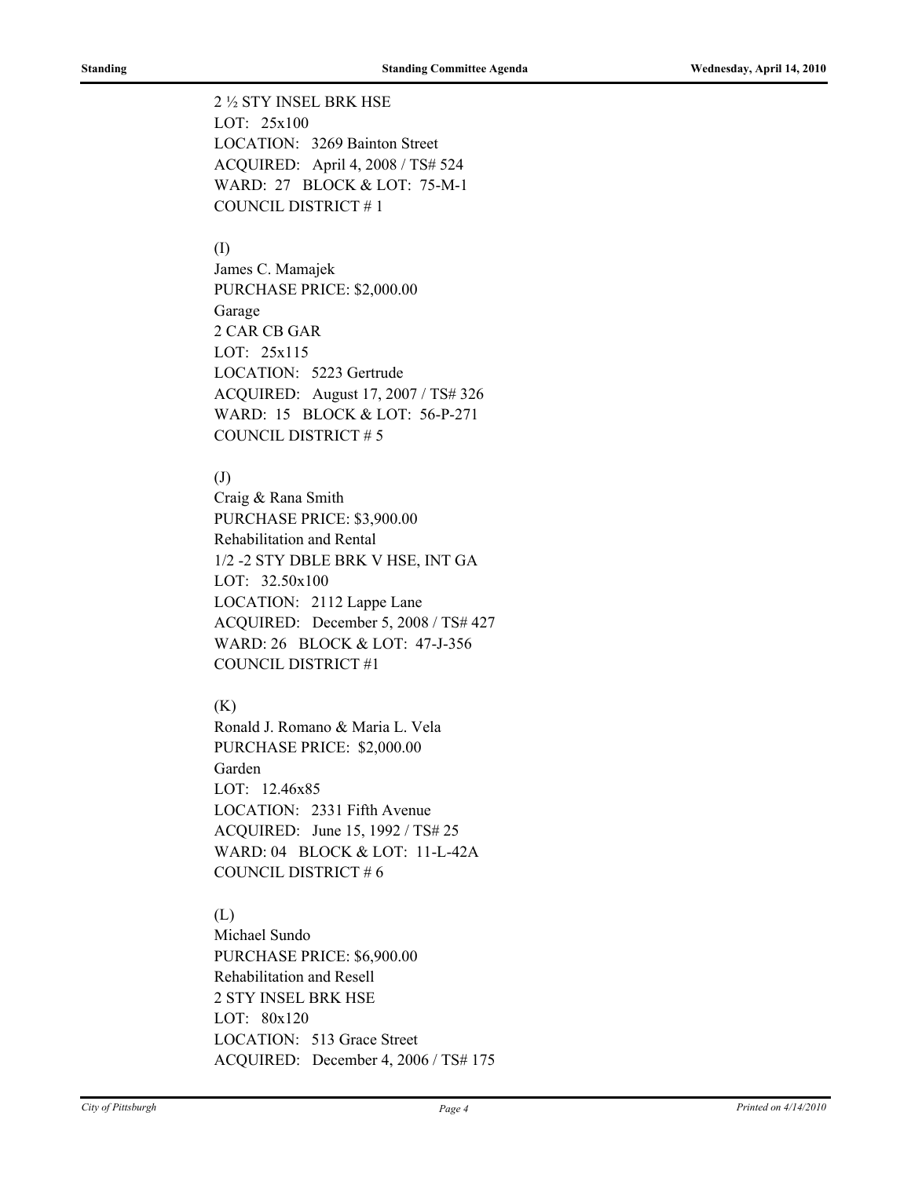2 ½ STY INSEL BRK HSE
LOT: 25x100
LOCATION: 3269 Bainton Street
ACQUIRED: April 4, 2008 / TS# 524
WARD: 27 BLOCK & LOT: 75-M-1
COUNCIL DISTRICT # 1

(I)
James C. Mamajek
PURCHASE PRICE: $2,000.00
Garage
2 CAR CB GAR
LOT: 25x115
LOCATION: 5223 Gertrude
ACQUIRED: August 17, 2007 / TS# 326
WARD: 15 BLOCK & LOT: 56-P-271
COUNCIL DISTRICT # 5

(J)
Craig & Rana Smith
PURCHASE PRICE: $3,900.00
Rehabilitation and Rental
1/2 -2 STY DBLE BRK V HSE, INT GA
LOT: 32.50x100
LOCATION: 2112 Lappe Lane
ACQUIRED: December 5, 2008 / TS# 427
WARD: 26 BLOCK & LOT: 47-J-356
COUNCIL DISTRICT #1

(K)
Ronald J. Romano & Maria L. Vela
PURCHASE PRICE: $2,000.00
Garden
LOT: 12.46x85
LOCATION: 2331 Fifth Avenue
ACQUIRED: June 15, 1992 / TS# 25
WARD: 04 BLOCK & LOT: 11-L-42A
COUNCIL DISTRICT # 6

(L)
Michael Sundo
PURCHASE PRICE: $6,900.00
Rehabilitation and Resell
2 STY INSEL BRK HSE
LOT: 80x120
LOCATION: 513 Grace Street
ACQUIRED: December 4, 2006 / TS# 175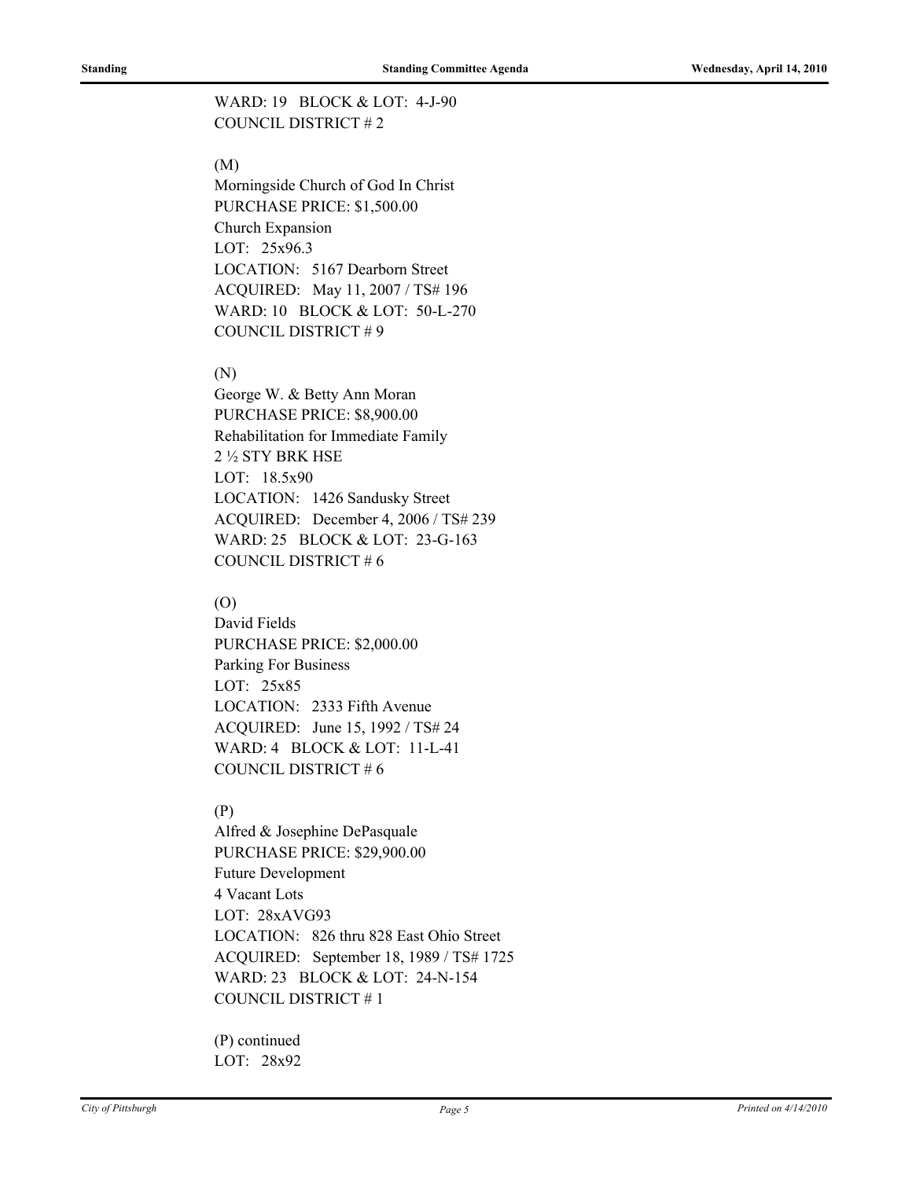WARD: 19 BLOCK & LOT: 4-J-90
COUNCIL DISTRICT # 2

(M)
Morningside Church of God In Christ
PURCHASE PRICE: $1,500.00
Church Expansion
LOT: 25x96.3
LOCATION: 5167 Dearborn Street
ACQUIRED: May 11, 2007 / TS# 196
WARD: 10 BLOCK & LOT: 50-L-270
COUNCIL DISTRICT # 9

(N)
George W. & Betty Ann Moran
PURCHASE PRICE: $8,900.00
Rehabilitation for Immediate Family
2 ½ STY BRK HSE
LOT: 18.5x90
LOCATION: 1426 Sandusky Street
ACQUIRED: December 4, 2006 / TS# 239
WARD: 25 BLOCK & LOT: 23-G-163
COUNCIL DISTRICT # 6

(O)
David Fields
PURCHASE PRICE: $2,000.00
Parking For Business
LOT: 25x85
LOCATION: 2333 Fifth Avenue
ACQUIRED: June 15, 1992 / TS# 24
WARD: 4 BLOCK & LOT: 11-L-41
COUNCIL DISTRICT # 6

(P)
Alfred & Josephine DePasquale
PURCHASE PRICE: $29,900.00
Future Development
4 Vacant Lots
LOT: 28xAVG93
LOCATION: 826 thru 828 East Ohio Street
ACQUIRED: September 18, 1989 / TS# 1725
WARD: 23 BLOCK & LOT: 24-N-154
COUNCIL DISTRICT # 1

(P) continued
LOT: 28x92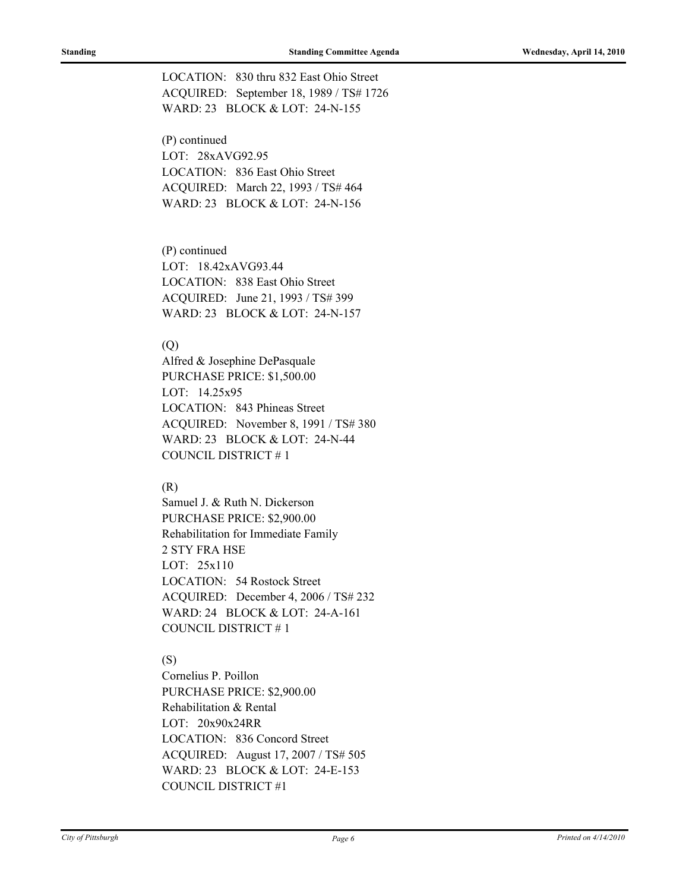LOCATION: 830 thru 832 East Ohio Street
ACQUIRED: September 18, 1989 / TS# 1726
WARD: 23 BLOCK & LOT: 24-N-155

(P) continued
LOT: 28xAVG92.95
LOCATION: 836 East Ohio Street
ACQUIRED: March 22, 1993 / TS# 464
WARD: 23 BLOCK & LOT: 24-N-156

(P) continued
LOT: 18.42xAVG93.44
LOCATION: 838 East Ohio Street
ACQUIRED: June 21, 1993 / TS# 399
WARD: 23 BLOCK & LOT: 24-N-157

(Q)
Alfred & Josephine DePasquale
PURCHASE PRICE: $1,500.00
LOT: 14.25x95
LOCATION: 843 Phineas Street
ACQUIRED: November 8, 1991 / TS# 380
WARD: 23 BLOCK & LOT: 24-N-44
COUNCIL DISTRICT # 1

(R)
Samuel J. & Ruth N. Dickerson
PURCHASE PRICE: $2,900.00
Rehabilitation for Immediate Family
2 STY FRA HSE
LOT: 25x110
LOCATION: 54 Rostock Street
ACQUIRED: December 4, 2006 / TS# 232
WARD: 24 BLOCK & LOT: 24-A-161
COUNCIL DISTRICT # 1

(S)
Cornelius P. Poillon
PURCHASE PRICE: $2,900.00
Rehabilitation & Rental
LOT: 20x90x24RR
LOCATION: 836 Concord Street
ACQUIRED: August 17, 2007 / TS# 505
WARD: 23 BLOCK & LOT: 24-E-153
COUNCIL DISTRICT #1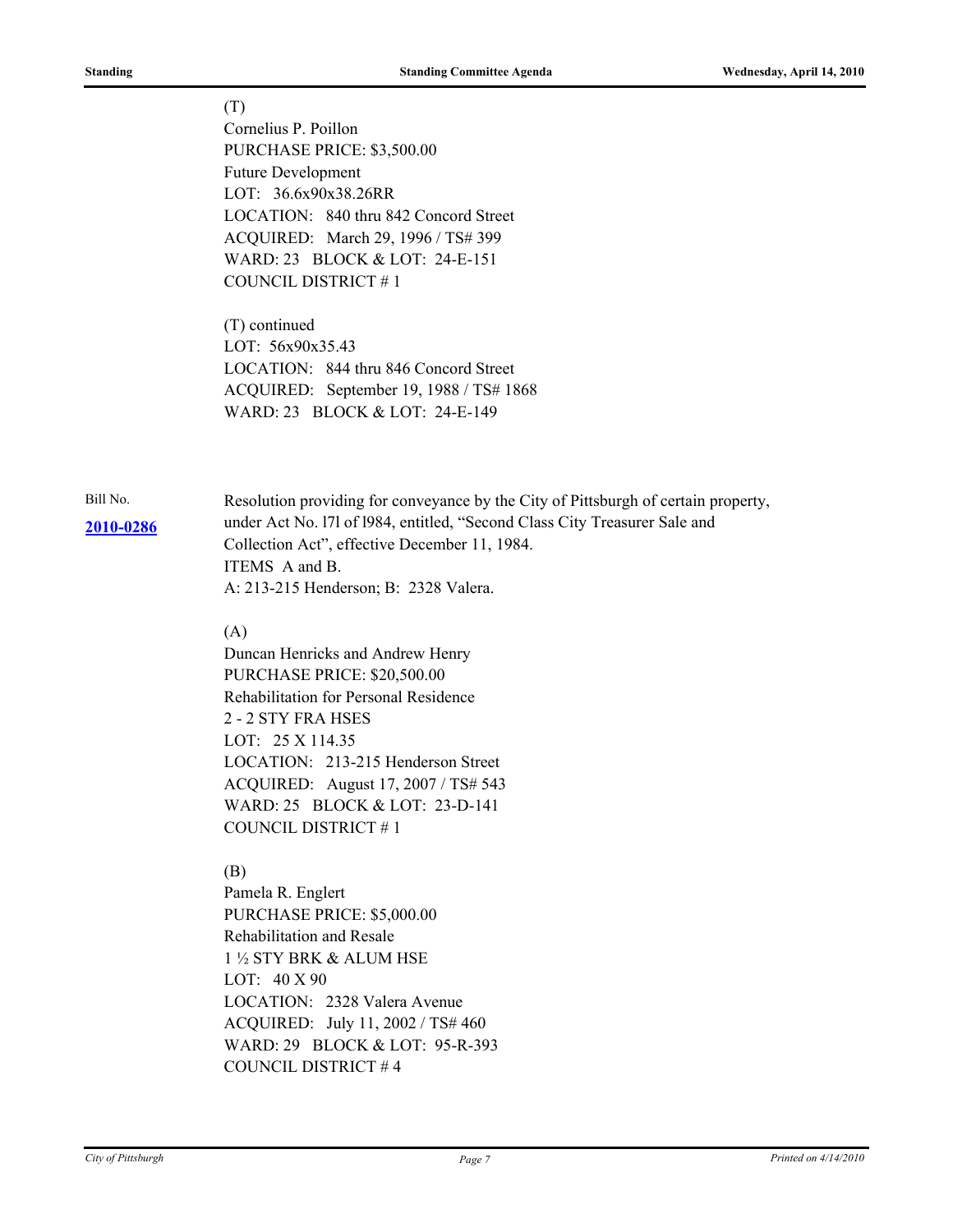(T)
Cornelius P. Poillon
PURCHASE PRICE: $3,500.00
Future Development
LOT: 36.6x90x38.26RR
LOCATION: 840 thru 842 Concord Street
ACQUIRED: March 29, 1996 / TS# 399
WARD: 23 BLOCK & LOT: 24-E-151
COUNCIL DISTRICT # 1

(T) continued
LOT: 56x90x35.43
LOCATION: 844 thru 846 Concord Street
ACQUIRED: September 19, 1988 / TS# 1868
WARD: 23 BLOCK & LOT: 24-E-149

Bill No.
**2010-0286**

Resolution providing for conveyance by the City of Pittsburgh of certain property, under Act No. l7l of l984, entitled, "Second Class City Treasurer Sale and Collection Act", effective December 11, 1984.
ITEMS A and B.
A: 213-215 Henderson; B: 2328 Valera.

(A)
Duncan Henricks and Andrew Henry
PURCHASE PRICE: $20,500.00
Rehabilitation for Personal Residence
2 - 2 STY FRA HSES
LOT: 25 X 114.35
LOCATION: 213-215 Henderson Street
ACQUIRED: August 17, 2007 / TS# 543
WARD: 25 BLOCK & LOT: 23-D-141
COUNCIL DISTRICT # 1

(B)
Pamela R. Englert
PURCHASE PRICE: $5,000.00
Rehabilitation and Resale
1 ½ STY BRK & ALUM HSE
LOT: 40 X 90
LOCATION: 2328 Valera Avenue
ACQUIRED: July 11, 2002 / TS# 460
WARD: 29 BLOCK & LOT: 95-R-393
COUNCIL DISTRICT # 4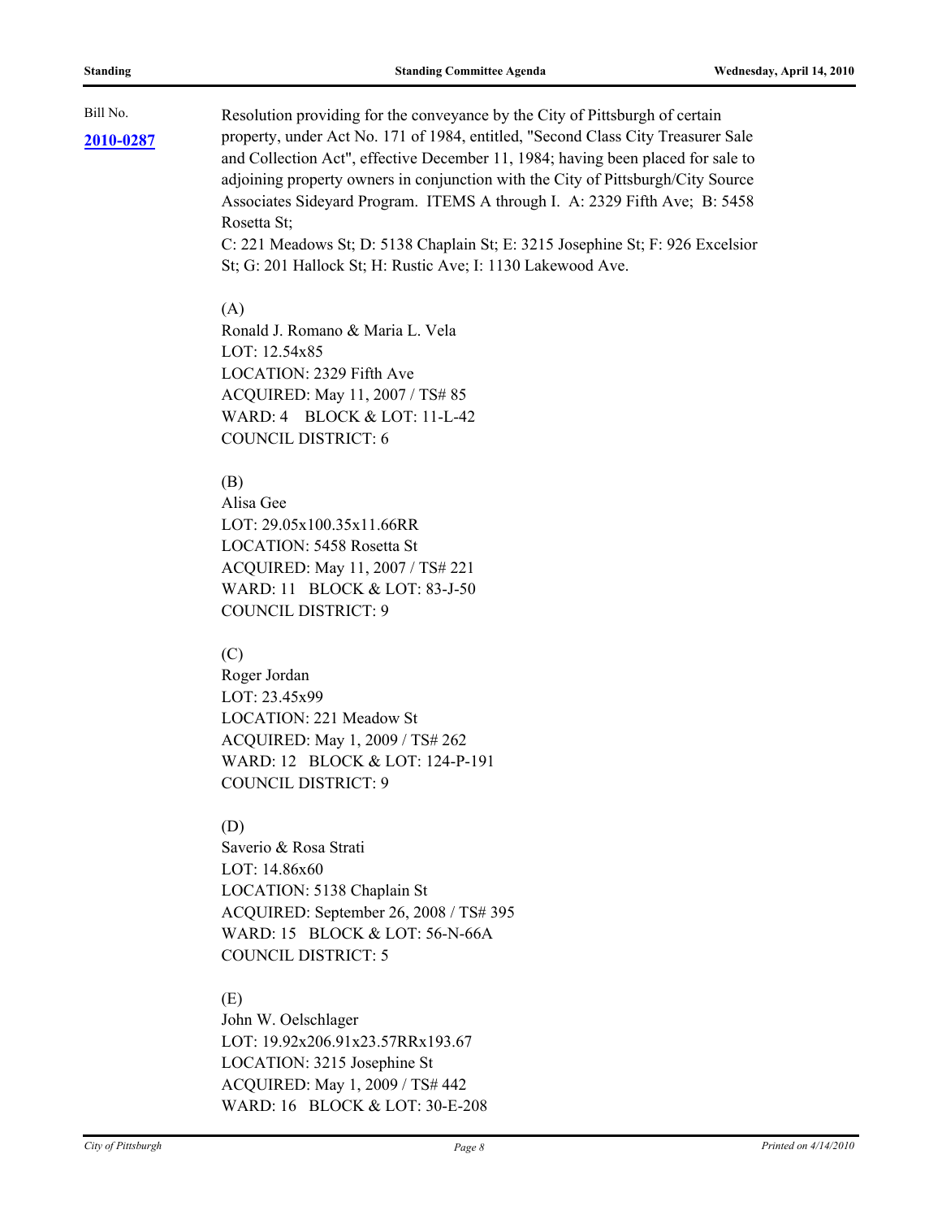Bill No.

**2010-0287**

Resolution providing for the conveyance by the City of Pittsburgh of certain property, under Act No. 171 of 1984, entitled, "Second Class City Treasurer Sale and Collection Act", effective December 11, 1984; having been placed for sale to adjoining property owners in conjunction with the City of Pittsburgh/City Source Associates Sideyard Program. ITEMS A through I. A: 2329 Fifth Ave; B: 5458 Rosetta St;
C: 221 Meadows St; D: 5138 Chaplain St; E: 3215 Josephine St; F: 926 Excelsior St; G: 201 Hallock St; H: Rustic Ave; I: 1130 Lakewood Ave.

(A)
Ronald J. Romano & Maria L. Vela
LOT: 12.54x85
LOCATION: 2329 Fifth Ave
ACQUIRED: May 11, 2007 / TS# 85
WARD: 4 BLOCK & LOT: 11-L-42
COUNCIL DISTRICT: 6

(B)
Alisa Gee
LOT: 29.05x100.35x11.66RR
LOCATION: 5458 Rosetta St
ACQUIRED: May 11, 2007 / TS# 221
WARD: 11 BLOCK & LOT: 83-J-50
COUNCIL DISTRICT: 9

(C)
Roger Jordan
LOT: 23.45x99
LOCATION: 221 Meadow St
ACQUIRED: May 1, 2009 / TS# 262
WARD: 12 BLOCK & LOT: 124-P-191
COUNCIL DISTRICT: 9

(D)
Saverio & Rosa Strati
LOT: 14.86x60
LOCATION: 5138 Chaplain St
ACQUIRED: September 26, 2008 / TS# 395
WARD: 15 BLOCK & LOT: 56-N-66A
COUNCIL DISTRICT: 5

(E)
John W. Oelschlager
LOT: 19.92x206.91x23.57RRx193.67
LOCATION: 3215 Josephine St
ACQUIRED: May 1, 2009 / TS# 442
WARD: 16 BLOCK & LOT: 30-E-208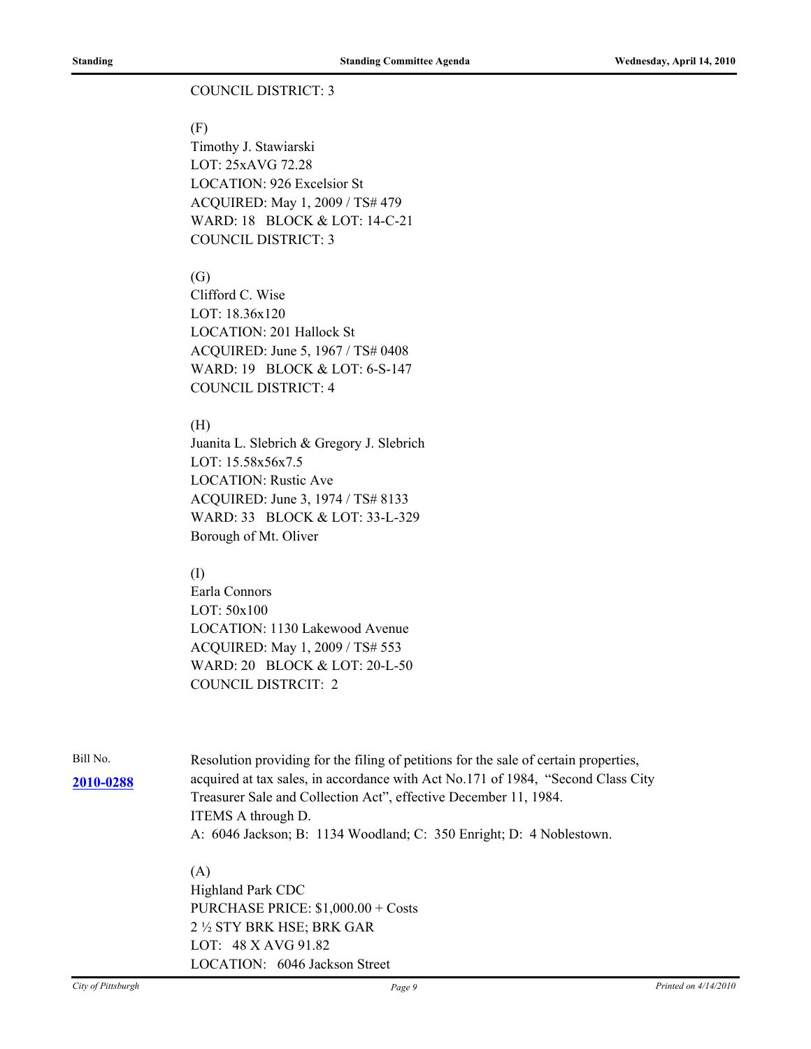COUNCIL DISTRICT: 3

(F)
Timothy J. Stawiarski
LOT: 25xAVG 72.28
LOCATION: 926 Excelsior St
ACQUIRED: May 1, 2009 / TS# 479
WARD: 18 BLOCK & LOT: 14-C-21
COUNCIL DISTRICT: 3

(G)
Clifford C. Wise
LOT: 18.36x120
LOCATION: 201 Hallock St
ACQUIRED: June 5, 1967 / TS# 0408
WARD: 19 BLOCK & LOT: 6-S-147
COUNCIL DISTRICT: 4

(H)
Juanita L. Slebrich & Gregory J. Slebrich
LOT: 15.58x56x7.5
LOCATION: Rustic Ave
ACQUIRED: June 3, 1974 / TS# 8133
WARD: 33 BLOCK & LOT: 33-L-329
Borough of Mt. Oliver

(I)
Earla Connors
LOT: 50x100
LOCATION: 1130 Lakewood Avenue
ACQUIRED: May 1, 2009 / TS# 553
WARD: 20 BLOCK & LOT: 20-L-50
COUNCIL DISTRCIT: 2

Bill No. **2010-0288**

Resolution providing for the filing of petitions for the sale of certain properties, acquired at tax sales, in accordance with Act No.171 of 1984, "Second Class City Treasurer Sale and Collection Act", effective December 11, 1984.
ITEMS A through D.
A: 6046 Jackson; B: 1134 Woodland; C: 350 Enright; D: 4 Noblestown.

(A)
Highland Park CDC
PURCHASE PRICE: $1,000.00 + Costs
2 ½ STY BRK HSE; BRK GAR
LOT: 48 X AVG 91.82
LOCATION: 6046 Jackson Street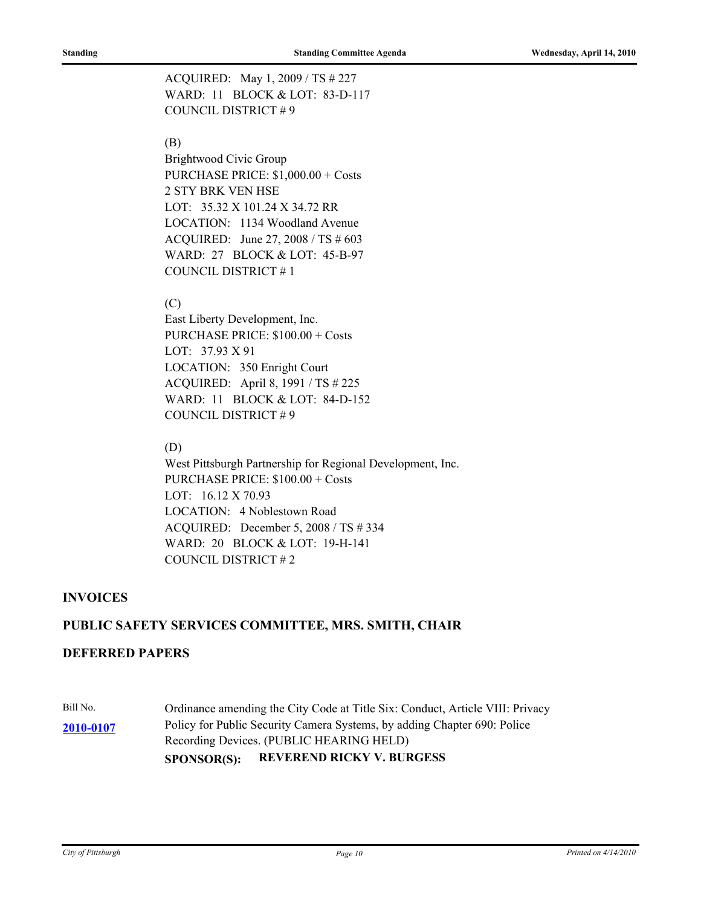ACQUIRED: May 1, 2009 / TS # 227
WARD: 11 BLOCK & LOT: 83-D-117
COUNCIL DISTRICT # 9

(B)
Brightwood Civic Group
PURCHASE PRICE: $1,000.00 + Costs
2 STY BRK VEN HSE
LOT: 35.32 X 101.24 X 34.72 RR
LOCATION: 1134 Woodland Avenue
ACQUIRED: June 27, 2008 / TS # 603
WARD: 27 BLOCK & LOT: 45-B-97
COUNCIL DISTRICT # 1

(C)
East Liberty Development, Inc.
PURCHASE PRICE: $100.00 + Costs
LOT: 37.93 X 91
LOCATION: 350 Enright Court
ACQUIRED: April 8, 1991 / TS # 225
WARD: 11 BLOCK & LOT: 84-D-152
COUNCIL DISTRICT # 9

(D)
West Pittsburgh Partnership for Regional Development, Inc.
PURCHASE PRICE: $100.00 + Costs
LOT: 16.12 X 70.93
LOCATION: 4 Noblestown Road
ACQUIRED: December 5, 2008 / TS # 334
WARD: 20 BLOCK & LOT: 19-H-141
COUNCIL DISTRICT # 2

## INVOICES

## PUBLIC SAFETY SERVICES COMMITTEE, MRS. SMITH, CHAIR

## DEFERRED PAPERS

Bill No. **2010-0107**

Ordinance amending the City Code at Title Six: Conduct, Article VIII: Privacy Policy for Public Security Camera Systems, by adding Chapter 690: Police Recording Devices. (PUBLIC HEARING HELD)

**SPONSOR(S): REVEREND RICKY V. BURGESS**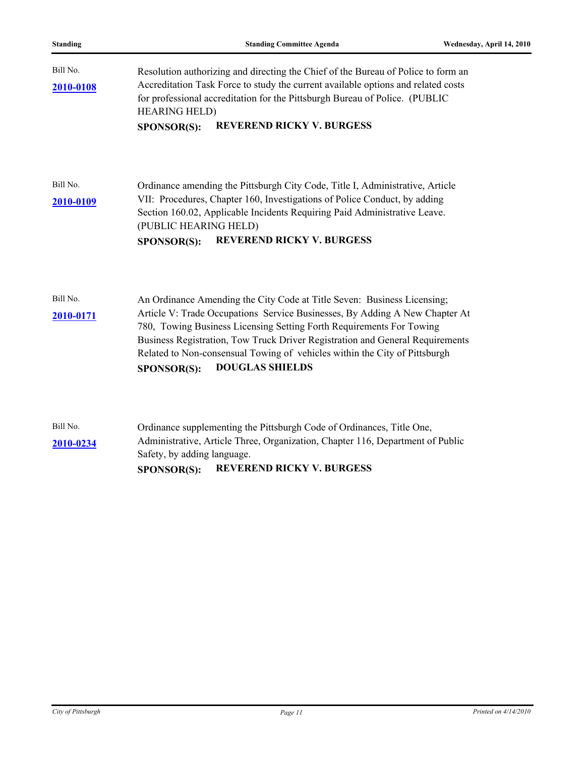Bill No.
**2010-0108**

Resolution authorizing and directing the Chief of the Bureau of Police to form an Accreditation Task Force to study the current available options and related costs for professional accreditation for the Pittsburgh Bureau of Police. (PUBLIC HEARING HELD)

**SPONSOR(S): REVEREND RICKY V. BURGESS**

Bill No.
**2010-0109**

Ordinance amending the Pittsburgh City Code, Title I, Administrative, Article VII: Procedures, Chapter 160, Investigations of Police Conduct, by adding Section 160.02, Applicable Incidents Requiring Paid Administrative Leave. (PUBLIC HEARING HELD)

**SPONSOR(S): REVEREND RICKY V. BURGESS**

Bill No.
**2010-0171**

An Ordinance Amending the City Code at Title Seven: Business Licensing; Article V: Trade Occupations Service Businesses, By Adding A New Chapter At 780, Towing Business Licensing Setting Forth Requirements For Towing Business Registration, Tow Truck Driver Registration and General Requirements Related to Non-consensual Towing of vehicles within the City of Pittsburgh

**SPONSOR(S): DOUGLAS SHIELDS**

Bill No.
**2010-0234**

Ordinance supplementing the Pittsburgh Code of Ordinances, Title One, Administrative, Article Three, Organization, Chapter 116, Department of Public Safety, by adding language.

**SPONSOR(S): REVEREND RICKY V. BURGESS**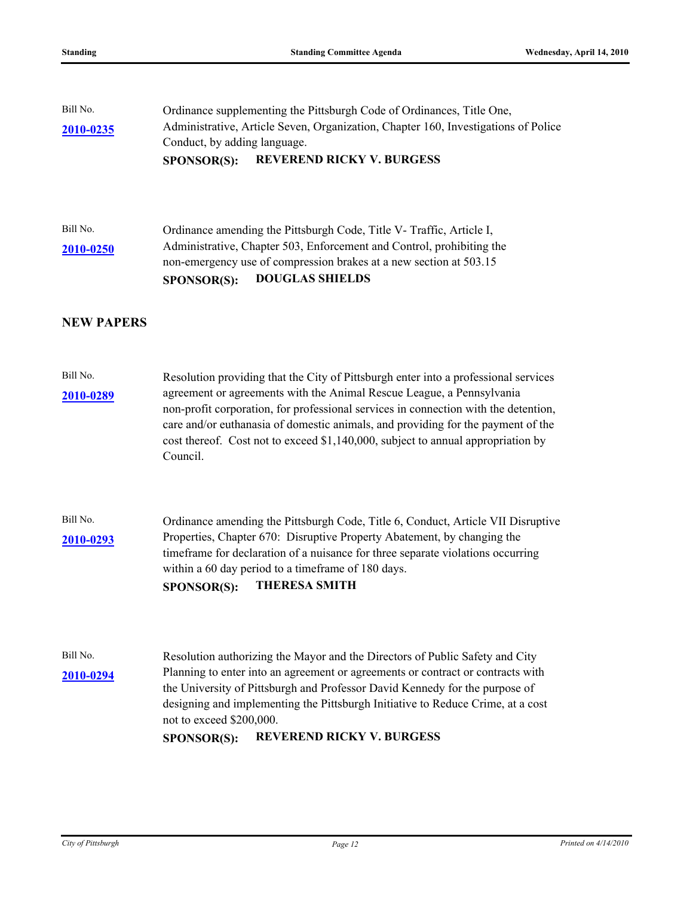Bill No.
**2010-0235**

Ordinance supplementing the Pittsburgh Code of Ordinances, Title One, Administrative, Article Seven, Organization, Chapter 160, Investigations of Police Conduct, by adding language.

**SPONSOR(S): REVEREND RICKY V. BURGESS**

Bill No.
**2010-0250**

Ordinance amending the Pittsburgh Code, Title V- Traffic, Article I, Administrative, Chapter 503, Enforcement and Control, prohibiting the non-emergency use of compression brakes at a new section at 503.15

**SPONSOR(S): DOUGLAS SHIELDS**

## NEW PAPERS

Bill No.
**2010-0289**

Resolution providing that the City of Pittsburgh enter into a professional services agreement or agreements with the Animal Rescue League, a Pennsylvania non-profit corporation, for professional services in connection with the detention, care and/or euthanasia of domestic animals, and providing for the payment of the cost thereof. Cost not to exceed $1,140,000, subject to annual appropriation by Council.

Bill No.
**2010-0293**

Ordinance amending the Pittsburgh Code, Title 6, Conduct, Article VII Disruptive Properties, Chapter 670: Disruptive Property Abatement, by changing the timeframe for declaration of a nuisance for three separate violations occurring within a 60 day period to a timeframe of 180 days.

**SPONSOR(S): THERESA SMITH**

Bill No.
**2010-0294**

Resolution authorizing the Mayor and the Directors of Public Safety and City Planning to enter into an agreement or agreements or contract or contracts with the University of Pittsburgh and Professor David Kennedy for the purpose of designing and implementing the Pittsburgh Initiative to Reduce Crime, at a cost not to exceed $200,000.

**SPONSOR(S): REVEREND RICKY V. BURGESS**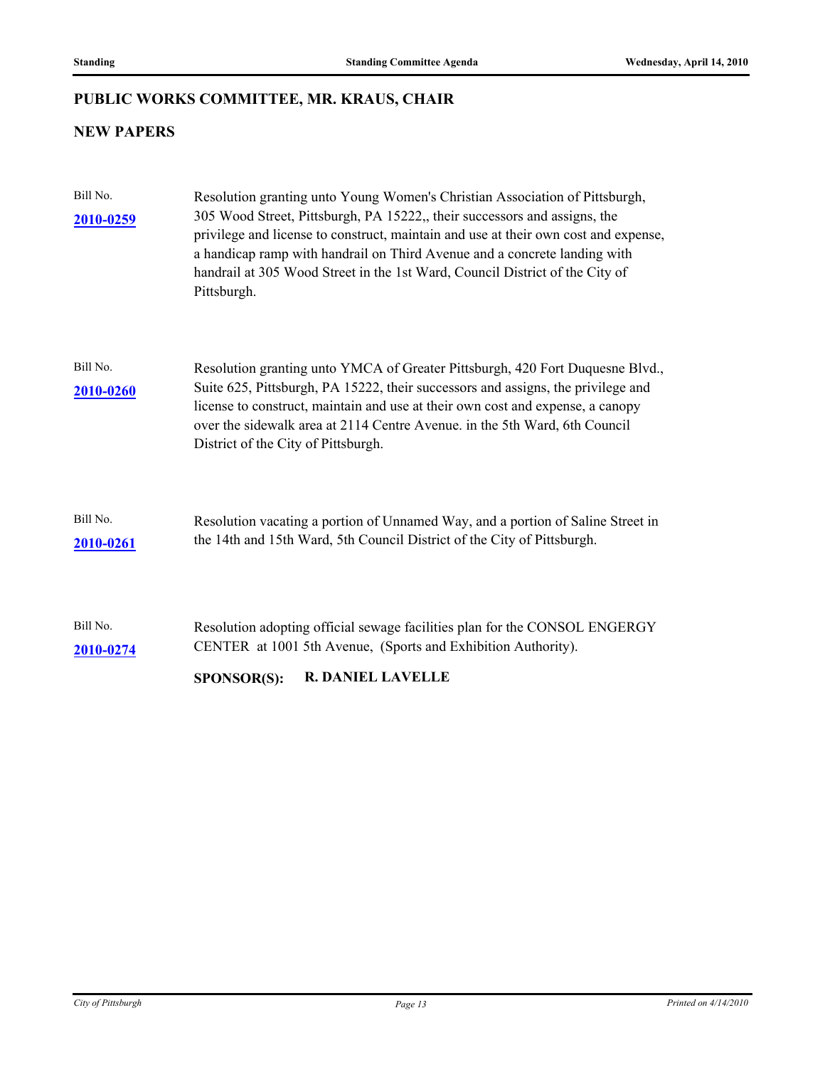## PUBLIC WORKS COMMITTEE, MR. KRAUS, CHAIR

### NEW PAPERS

Bill No. **2010-0259**

Resolution granting unto Young Women's Christian Association of Pittsburgh, 305 Wood Street, Pittsburgh, PA 15222,, their successors and assigns, the privilege and license to construct, maintain and use at their own cost and expense, a handicap ramp with handrail on Third Avenue and a concrete landing with handrail at 305 Wood Street in the 1st Ward, Council District of the City of Pittsburgh.

Bill No. **2010-0260**

Resolution granting unto YMCA of Greater Pittsburgh, 420 Fort Duquesne Blvd., Suite 625, Pittsburgh, PA 15222, their successors and assigns, the privilege and license to construct, maintain and use at their own cost and expense, a canopy over the sidewalk area at 2114 Centre Avenue. in the 5th Ward, 6th Council District of the City of Pittsburgh.

Bill No. **2010-0261**

Resolution vacating a portion of Unnamed Way, and a portion of Saline Street in the 14th and 15th Ward, 5th Council District of the City of Pittsburgh.

Bill No. **2010-0274**

Resolution adopting official sewage facilities plan for the CONSOL ENGERGY CENTER at 1001 5th Avenue, (Sports and Exhibition Authority).

**SPONSOR(S): R. DANIEL LAVELLE**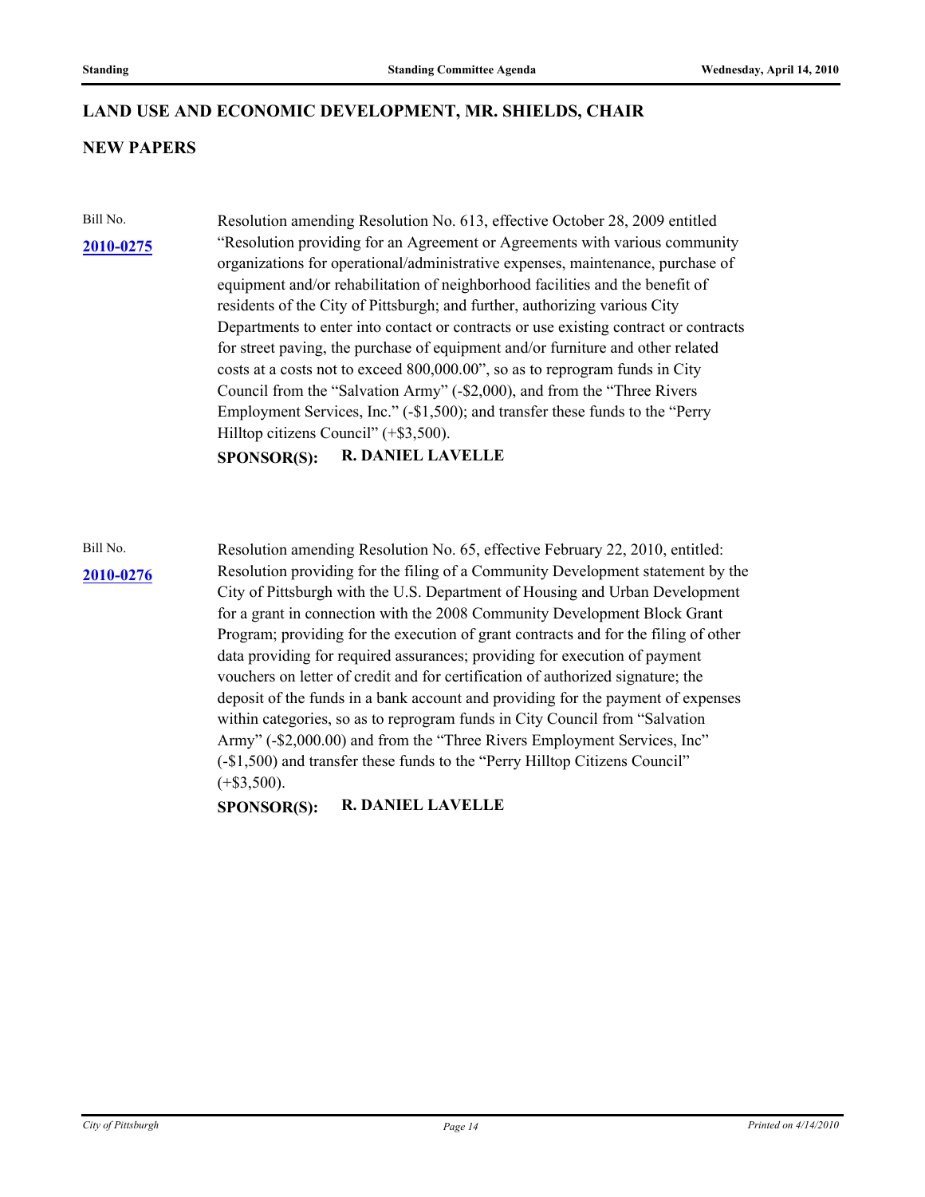## LAND USE AND ECONOMIC DEVELOPMENT, MR. SHIELDS, CHAIR

### NEW PAPERS

Bill No.

**2010-0275**

Resolution amending Resolution No. 613, effective October 28, 2009 entitled "Resolution providing for an Agreement or Agreements with various community organizations for operational/administrative expenses, maintenance, purchase of equipment and/or rehabilitation of neighborhood facilities and the benefit of residents of the City of Pittsburgh; and further, authorizing various City Departments to enter into contact or contracts or use existing contract or contracts for street paving, the purchase of equipment and/or furniture and other related costs at a costs not to exceed 800,000.00", so as to reprogram funds in City Council from the "Salvation Army" (-$2,000), and from the "Three Rivers Employment Services, Inc." (-$1,500); and transfer these funds to the "Perry Hilltop citizens Council" (+$3,500).

**SPONSOR(S): R. DANIEL LAVELLE**

Bill No.

**2010-0276**

Resolution amending Resolution No. 65, effective February 22, 2010, entitled: Resolution providing for the filing of a Community Development statement by the City of Pittsburgh with the U.S. Department of Housing and Urban Development for a grant in connection with the 2008 Community Development Block Grant Program; providing for the execution of grant contracts and for the filing of other data providing for required assurances; providing for execution of payment vouchers on letter of credit and for certification of authorized signature; the deposit of the funds in a bank account and providing for the payment of expenses within categories, so as to reprogram funds in City Council from "Salvation Army" (-$2,000.00) and from the "Three Rivers Employment Services, Inc" (-$1,500) and transfer these funds to the "Perry Hilltop Citizens Council" (+$3,500).

**SPONSOR(S): R. DANIEL LAVELLE**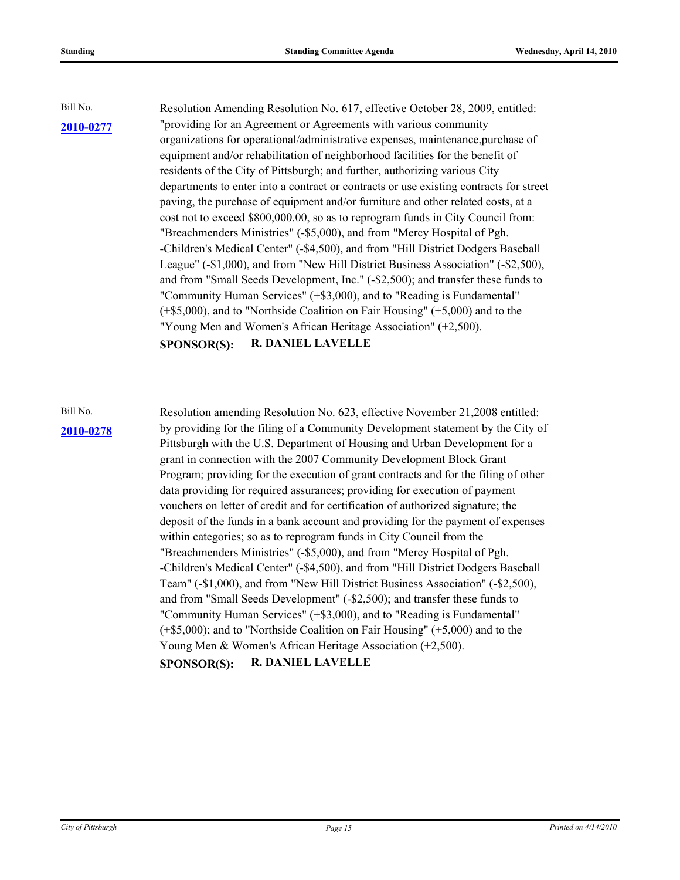Bill No.

**2010-0277**

Resolution Amending Resolution No. 617, effective October 28, 2009, entitled: "providing for an Agreement or Agreements with various community organizations for operational/administrative expenses, maintenance,purchase of equipment and/or rehabilitation of neighborhood facilities for the benefit of residents of the City of Pittsburgh; and further, authorizing various City departments to enter into a contract or contracts or use existing contracts for street paving, the purchase of equipment and/or furniture and other related costs, at a cost not to exceed $800,000.00, so as to reprogram funds in City Council from: "Breachmenders Ministries" (-$5,000), and from "Mercy Hospital of Pgh. -Children's Medical Center" (-$4,500), and from "Hill District Dodgers Baseball League" (-$1,000), and from "New Hill District Business Association" (-$2,500), and from "Small Seeds Development, Inc." (-$2,500); and transfer these funds to "Community Human Services" (+$3,000), and to "Reading is Fundamental" (+$5,000), and to "Northside Coalition on Fair Housing" (+5,000) and to the "Young Men and Women's African Heritage Association" (+2,500).

**SPONSOR(S): R. DANIEL LAVELLE**

Bill No.

**2010-0278**

Resolution amending Resolution No. 623, effective November 21,2008 entitled: by providing for the filing of a Community Development statement by the City of Pittsburgh with the U.S. Department of Housing and Urban Development for a grant in connection with the 2007 Community Development Block Grant Program; providing for the execution of grant contracts and for the filing of other data providing for required assurances; providing for execution of payment vouchers on letter of credit and for certification of authorized signature; the deposit of the funds in a bank account and providing for the payment of expenses within categories; so as to reprogram funds in City Council from the "Breachmenders Ministries" (-$5,000), and from "Mercy Hospital of Pgh. -Children's Medical Center" (-$4,500), and from "Hill District Dodgers Baseball Team" (-$1,000), and from "New Hill District Business Association" (-$2,500), and from "Small Seeds Development" (-$2,500); and transfer these funds to "Community Human Services" (+$3,000), and to "Reading is Fundamental" (+$5,000); and to "Northside Coalition on Fair Housing" (+5,000) and to the Young Men & Women's African Heritage Association (+2,500).

**SPONSOR(S): R. DANIEL LAVELLE**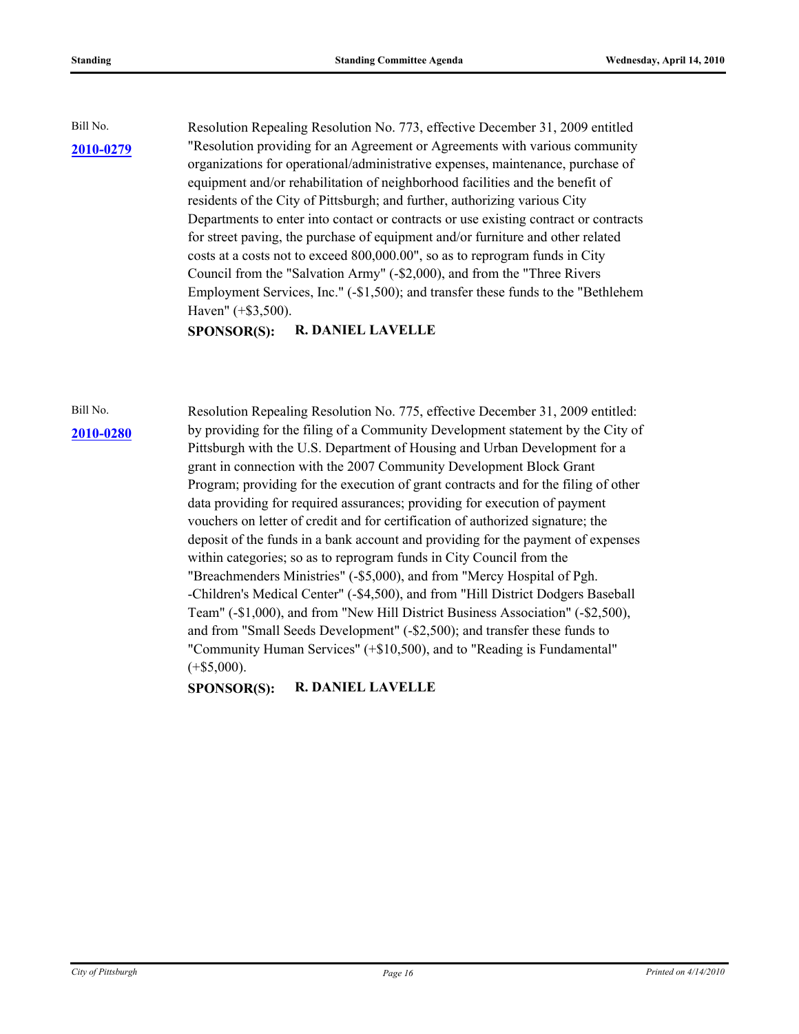Bill No.

**[2010-0279](2010-0279)**

Resolution Repealing Resolution No. 773, effective December 31, 2009 entitled "Resolution providing for an Agreement or Agreements with various community organizations for operational/administrative expenses, maintenance, purchase of equipment and/or rehabilitation of neighborhood facilities and the benefit of residents of the City of Pittsburgh; and further, authorizing various City Departments to enter into contact or contracts or use existing contract or contracts for street paving, the purchase of equipment and/or furniture and other related costs at a costs not to exceed 800,000.00", so as to reprogram funds in City Council from the "Salvation Army" (-$2,000), and from the "Three Rivers Employment Services, Inc." (-$1,500); and transfer these funds to the "Bethlehem Haven" (+$3,500).

**SPONSOR(S): R. DANIEL LAVELLE**

Bill No.

**[2010-0280](2010-0280)**

Resolution Repealing Resolution No. 775, effective December 31, 2009 entitled: by providing for the filing of a Community Development statement by the City of Pittsburgh with the U.S. Department of Housing and Urban Development for a grant in connection with the 2007 Community Development Block Grant Program; providing for the execution of grant contracts and for the filing of other data providing for required assurances; providing for execution of payment vouchers on letter of credit and for certification of authorized signature; the deposit of the funds in a bank account and providing for the payment of expenses within categories; so as to reprogram funds in City Council from the "Breachmenders Ministries" (-$5,000), and from "Mercy Hospital of Pgh. -Children's Medical Center" (-$4,500), and from "Hill District Dodgers Baseball Team" (-$1,000), and from "New Hill District Business Association" (-$2,500), and from "Small Seeds Development" (-$2,500); and transfer these funds to "Community Human Services" (+$10,500), and to "Reading is Fundamental" (+$5,000).

**SPONSOR(S): R. DANIEL LAVELLE**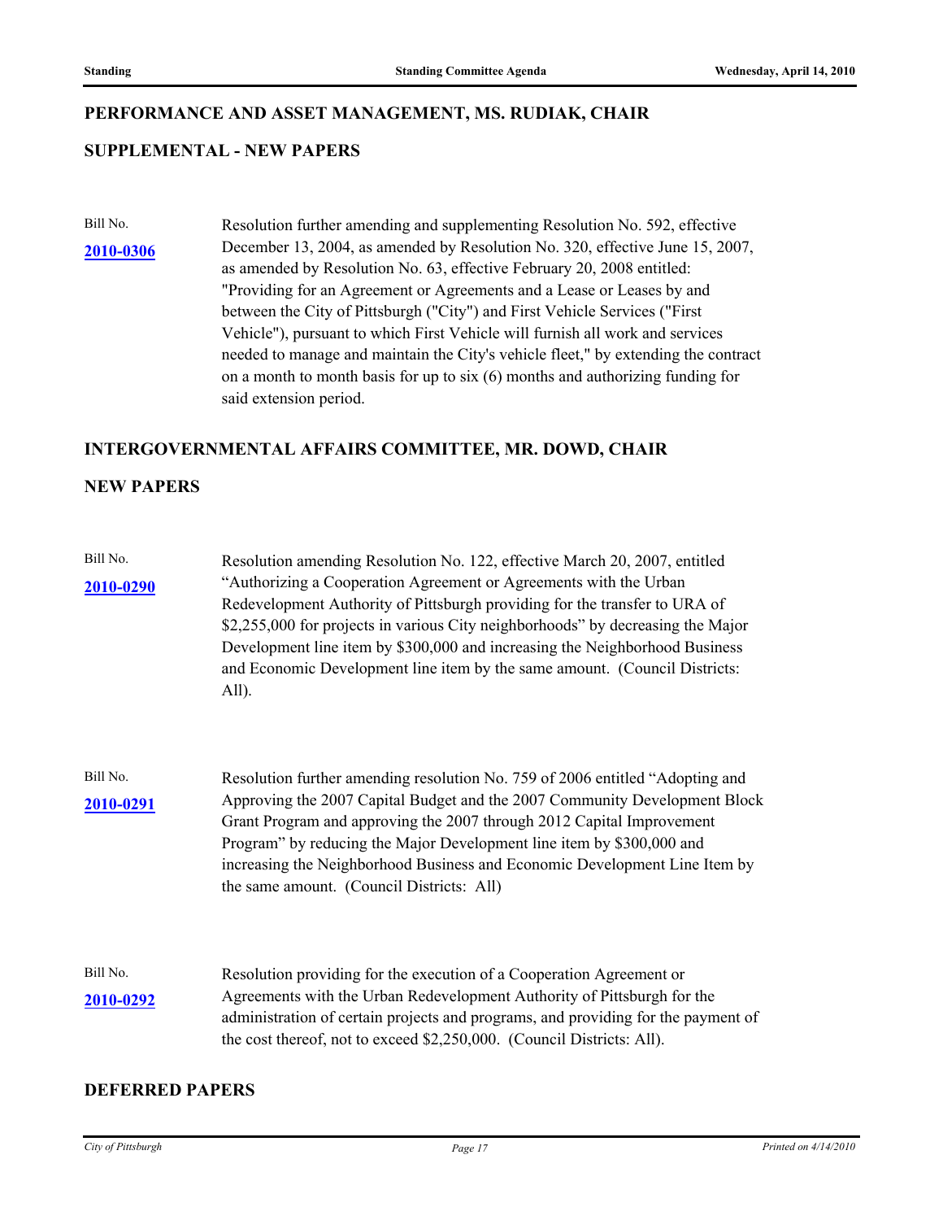## PERFORMANCE AND ASSET MANAGEMENT, MS. RUDIAK, CHAIR

### SUPPLEMENTAL - NEW PAPERS

Bill No.
**2010-0306**

Resolution further amending and supplementing Resolution No. 592, effective December 13, 2004, as amended by Resolution No. 320, effective June 15, 2007, as amended by Resolution No. 63, effective February 20, 2008 entitled: "Providing for an Agreement or Agreements and a Lease or Leases by and between the City of Pittsburgh ("City") and First Vehicle Services ("First Vehicle"), pursuant to which First Vehicle will furnish all work and services needed to manage and maintain the City's vehicle fleet," by extending the contract on a month to month basis for up to six (6) months and authorizing funding for said extension period.

## INTERGOVERNMENTAL AFFAIRS COMMITTEE, MR. DOWD, CHAIR

### NEW PAPERS

Bill No.
**2010-0290**

Resolution amending Resolution No. 122, effective March 20, 2007, entitled "Authorizing a Cooperation Agreement or Agreements with the Urban Redevelopment Authority of Pittsburgh providing for the transfer to URA of $2,255,000 for projects in various City neighborhoods" by decreasing the Major Development line item by $300,000 and increasing the Neighborhood Business and Economic Development line item by the same amount. (Council Districts: All).

Bill No.
**2010-0291**

Resolution further amending resolution No. 759 of 2006 entitled "Adopting and Approving the 2007 Capital Budget and the 2007 Community Development Block Grant Program and approving the 2007 through 2012 Capital Improvement Program" by reducing the Major Development line item by $300,000 and increasing the Neighborhood Business and Economic Development Line Item by the same amount. (Council Districts: All)

Bill No.
**2010-0292**

Resolution providing for the execution of a Cooperation Agreement or Agreements with the Urban Redevelopment Authority of Pittsburgh for the administration of certain projects and programs, and providing for the payment of the cost thereof, not to exceed $2,250,000. (Council Districts: All).

### DEFERRED PAPERS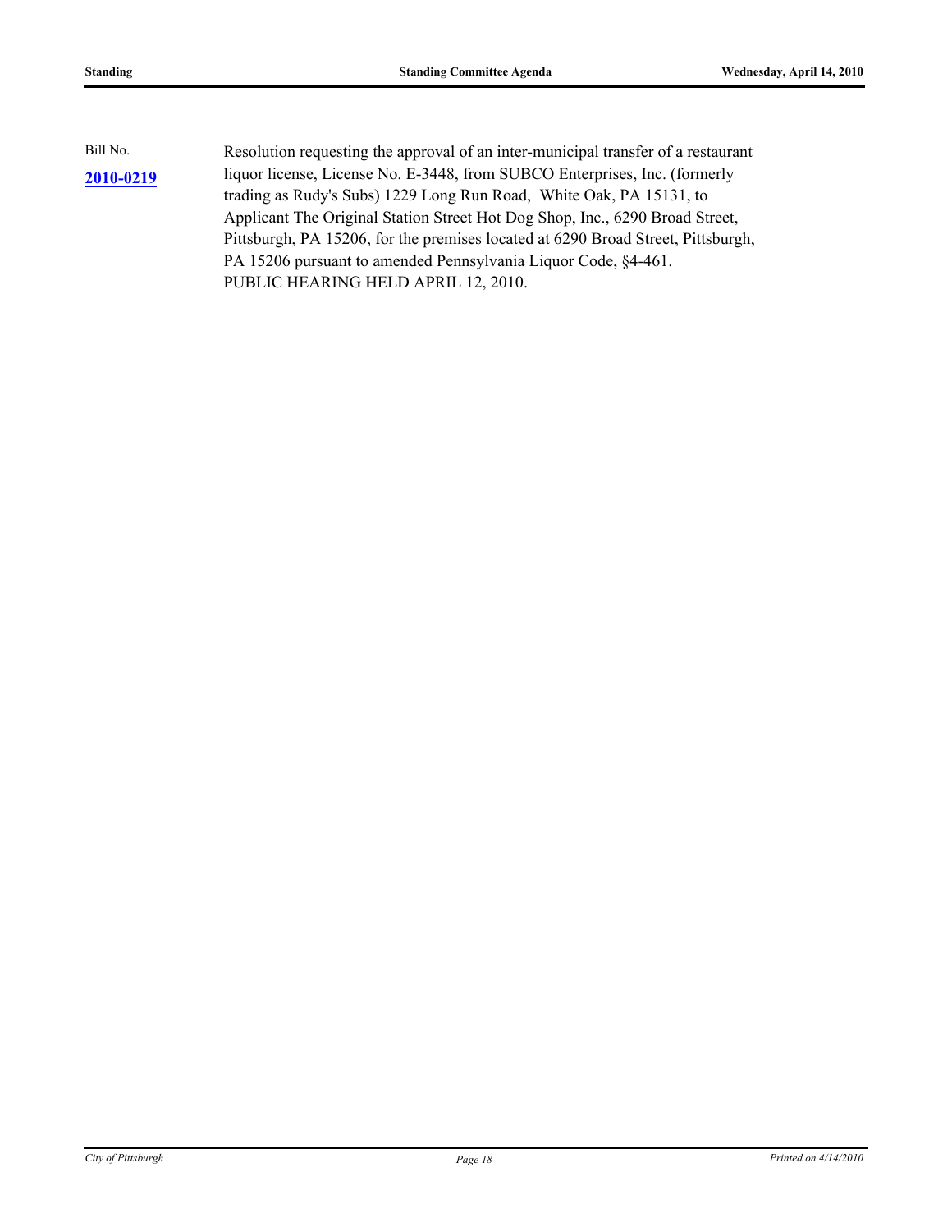Bill No.

**2010-0219**

Resolution requesting the approval of an inter-municipal transfer of a restaurant liquor license, License No. E-3448, from SUBCO Enterprises, Inc. (formerly trading as Rudy's Subs) 1229 Long Run Road, White Oak, PA 15131, to Applicant The Original Station Street Hot Dog Shop, Inc., 6290 Broad Street, Pittsburgh, PA 15206, for the premises located at 6290 Broad Street, Pittsburgh, PA 15206 pursuant to amended Pennsylvania Liquor Code, §4-461.
PUBLIC HEARING HELD APRIL 12, 2010.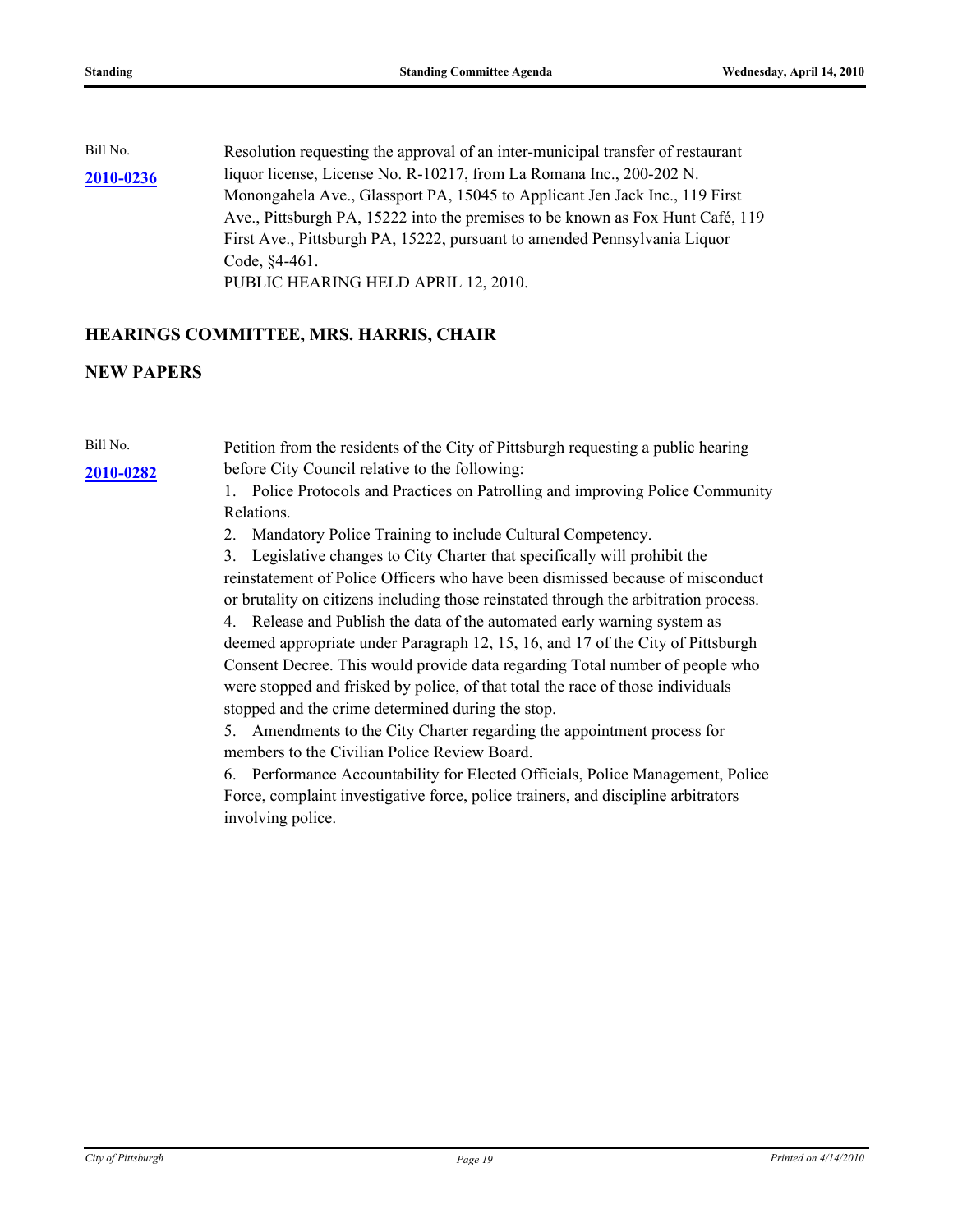Bill No.

**2010-0236**

Resolution requesting the approval of an inter-municipal transfer of restaurant liquor license, License No. R-10217, from La Romana Inc., 200-202 N. Monongahela Ave., Glassport PA, 15045 to Applicant Jen Jack Inc., 119 First Ave., Pittsburgh PA, 15222 into the premises to be known as Fox Hunt Café, 119 First Ave., Pittsburgh PA, 15222, pursuant to amended Pennsylvania Liquor Code, §4-461.
PUBLIC HEARING HELD APRIL 12, 2010.

## HEARINGS COMMITTEE, MRS. HARRIS, CHAIR

## NEW PAPERS

Bill No.

**2010-0282**

Petition from the residents of the City of Pittsburgh requesting a public hearing before City Council relative to the following:

1. Police Protocols and Practices on Patrolling and improving Police Community Relations.
2. Mandatory Police Training to include Cultural Competency.
3. Legislative changes to City Charter that specifically will prohibit the reinstatement of Police Officers who have been dismissed because of misconduct or brutality on citizens including those reinstated through the arbitration process.
4. Release and Publish the data of the automated early warning system as deemed appropriate under Paragraph 12, 15, 16, and 17 of the City of Pittsburgh Consent Decree. This would provide data regarding Total number of people who were stopped and frisked by police, of that total the race of those individuals stopped and the crime determined during the stop.
5. Amendments to the City Charter regarding the appointment process for members to the Civilian Police Review Board.
6. Performance Accountability for Elected Officials, Police Management, Police Force, complaint investigative force, police trainers, and discipline arbitrators involving police.